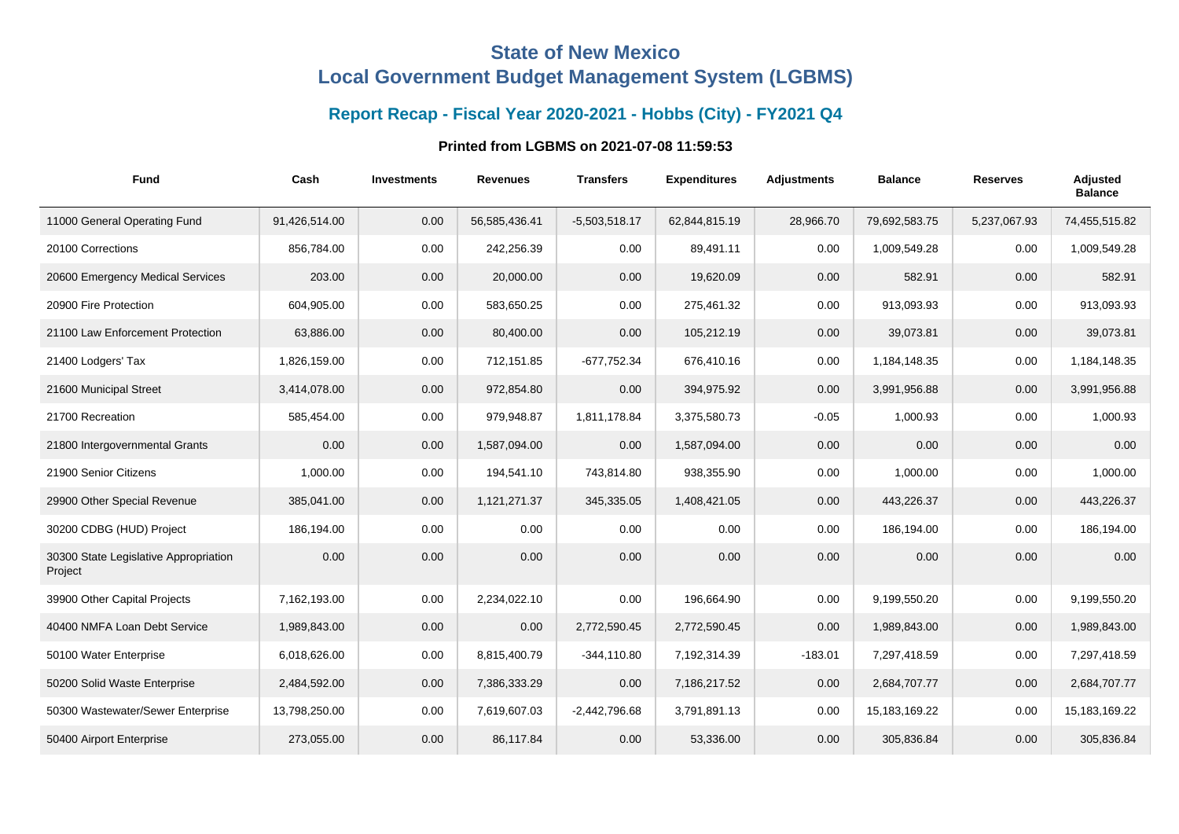# State of New Mexico
# Local Government Budget Management System (LGBMS)

## Report Recap - Fiscal Year 2020-2021 - Hobbs (City) - FY2021 Q4

**Printed from LGBMS on 2021-07-08 11:59:53**

| Fund | Cash | Investments | Revenues | Transfers | Expenditures | Adjustments | Balance | Reserves | Adjusted Balance |
|---|---|---|---|---|---|---|---|---|---|
| 11000 General Operating Fund | 91,426,514.00 | 0.00 | 56,585,436.41 | -5,503,518.17 | 62,844,815.19 | 28,966.70 | 79,692,583.75 | 5,237,067.93 | 74,455,515.82 |
| 20100 Corrections | 856,784.00 | 0.00 | 242,256.39 | 0.00 | 89,491.11 | 0.00 | 1,009,549.28 | 0.00 | 1,009,549.28 |
| 20600 Emergency Medical Services | 203.00 | 0.00 | 20,000.00 | 0.00 | 19,620.09 | 0.00 | 582.91 | 0.00 | 582.91 |
| 20900 Fire Protection | 604,905.00 | 0.00 | 583,650.25 | 0.00 | 275,461.32 | 0.00 | 913,093.93 | 0.00 | 913,093.93 |
| 21100 Law Enforcement Protection | 63,886.00 | 0.00 | 80,400.00 | 0.00 | 105,212.19 | 0.00 | 39,073.81 | 0.00 | 39,073.81 |
| 21400 Lodgers' Tax | 1,826,159.00 | 0.00 | 712,151.85 | -677,752.34 | 676,410.16 | 0.00 | 1,184,148.35 | 0.00 | 1,184,148.35 |
| 21600 Municipal Street | 3,414,078.00 | 0.00 | 972,854.80 | 0.00 | 394,975.92 | 0.00 | 3,991,956.88 | 0.00 | 3,991,956.88 |
| 21700 Recreation | 585,454.00 | 0.00 | 979,948.87 | 1,811,178.84 | 3,375,580.73 | -0.05 | 1,000.93 | 0.00 | 1,000.93 |
| 21800 Intergovernmental Grants | 0.00 | 0.00 | 1,587,094.00 | 0.00 | 1,587,094.00 | 0.00 | 0.00 | 0.00 | 0.00 |
| 21900 Senior Citizens | 1,000.00 | 0.00 | 194,541.10 | 743,814.80 | 938,355.90 | 0.00 | 1,000.00 | 0.00 | 1,000.00 |
| 29900 Other Special Revenue | 385,041.00 | 0.00 | 1,121,271.37 | 345,335.05 | 1,408,421.05 | 0.00 | 443,226.37 | 0.00 | 443,226.37 |
| 30200 CDBG (HUD) Project | 186,194.00 | 0.00 | 0.00 | 0.00 | 0.00 | 0.00 | 186,194.00 | 0.00 | 186,194.00 |
| 30300 State Legislative Appropriation Project | 0.00 | 0.00 | 0.00 | 0.00 | 0.00 | 0.00 | 0.00 | 0.00 | 0.00 |
| 39900 Other Capital Projects | 7,162,193.00 | 0.00 | 2,234,022.10 | 0.00 | 196,664.90 | 0.00 | 9,199,550.20 | 0.00 | 9,199,550.20 |
| 40400 NMFA Loan Debt Service | 1,989,843.00 | 0.00 | 0.00 | 2,772,590.45 | 2,772,590.45 | 0.00 | 1,989,843.00 | 0.00 | 1,989,843.00 |
| 50100 Water Enterprise | 6,018,626.00 | 0.00 | 8,815,400.79 | -344,110.80 | 7,192,314.39 | -183.01 | 7,297,418.59 | 0.00 | 7,297,418.59 |
| 50200 Solid Waste Enterprise | 2,484,592.00 | 0.00 | 7,386,333.29 | 0.00 | 7,186,217.52 | 0.00 | 2,684,707.77 | 0.00 | 2,684,707.77 |
| 50300 Wastewater/Sewer Enterprise | 13,798,250.00 | 0.00 | 7,619,607.03 | -2,442,796.68 | 3,791,891.13 | 0.00 | 15,183,169.22 | 0.00 | 15,183,169.22 |
| 50400 Airport Enterprise | 273,055.00 | 0.00 | 86,117.84 | 0.00 | 53,336.00 | 0.00 | 305,836.84 | 0.00 | 305,836.84 |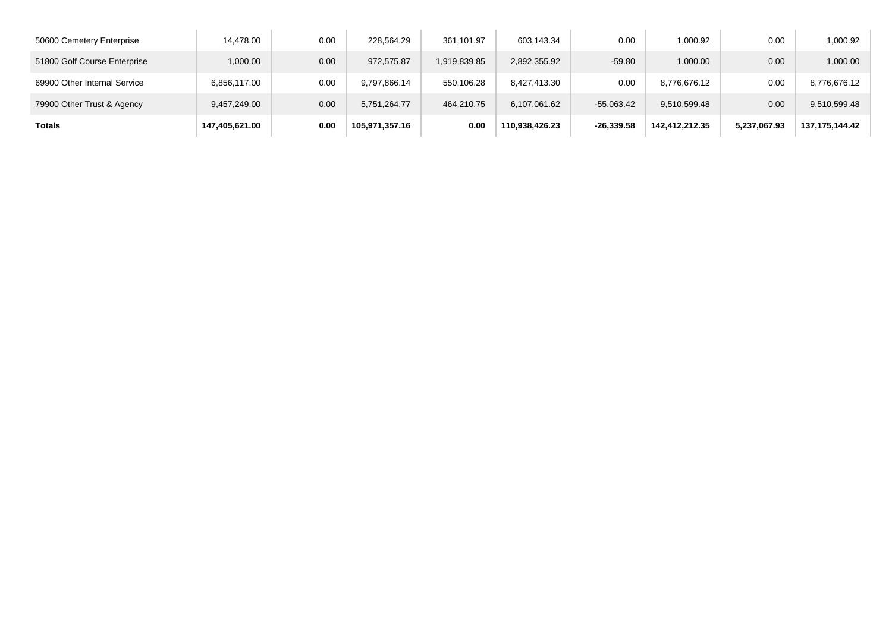| | | | | | | | | | |
|---|---|---|---|---|---|---|---|---|---|
| 50600 Cemetery Enterprise | 14,478.00 | 0.00 | 228,564.29 | 361,101.97 | 603,143.34 | 0.00 | 1,000.92 | 0.00 | 1,000.92 |
| 51800 Golf Course Enterprise | 1,000.00 | 0.00 | 972,575.87 | 1,919,839.85 | 2,892,355.92 | -59.80 | 1,000.00 | 0.00 | 1,000.00 |
| 69900 Other Internal Service | 6,856,117.00 | 0.00 | 9,797,866.14 | 550,106.28 | 8,427,413.30 | 0.00 | 8,776,676.12 | 0.00 | 8,776,676.12 |
| 79900 Other Trust & Agency | 9,457,249.00 | 0.00 | 5,751,264.77 | 464,210.75 | 6,107,061.62 | -55,063.42 | 9,510,599.48 | 0.00 | 9,510,599.48 |
| **Totals** | **147,405,621.00** | **0.00** | **105,971,357.16** | **0.00** | **110,938,426.23** | **-26,339.58** | **142,412,212.35** | **5,237,067.93** | **137,175,144.42** |